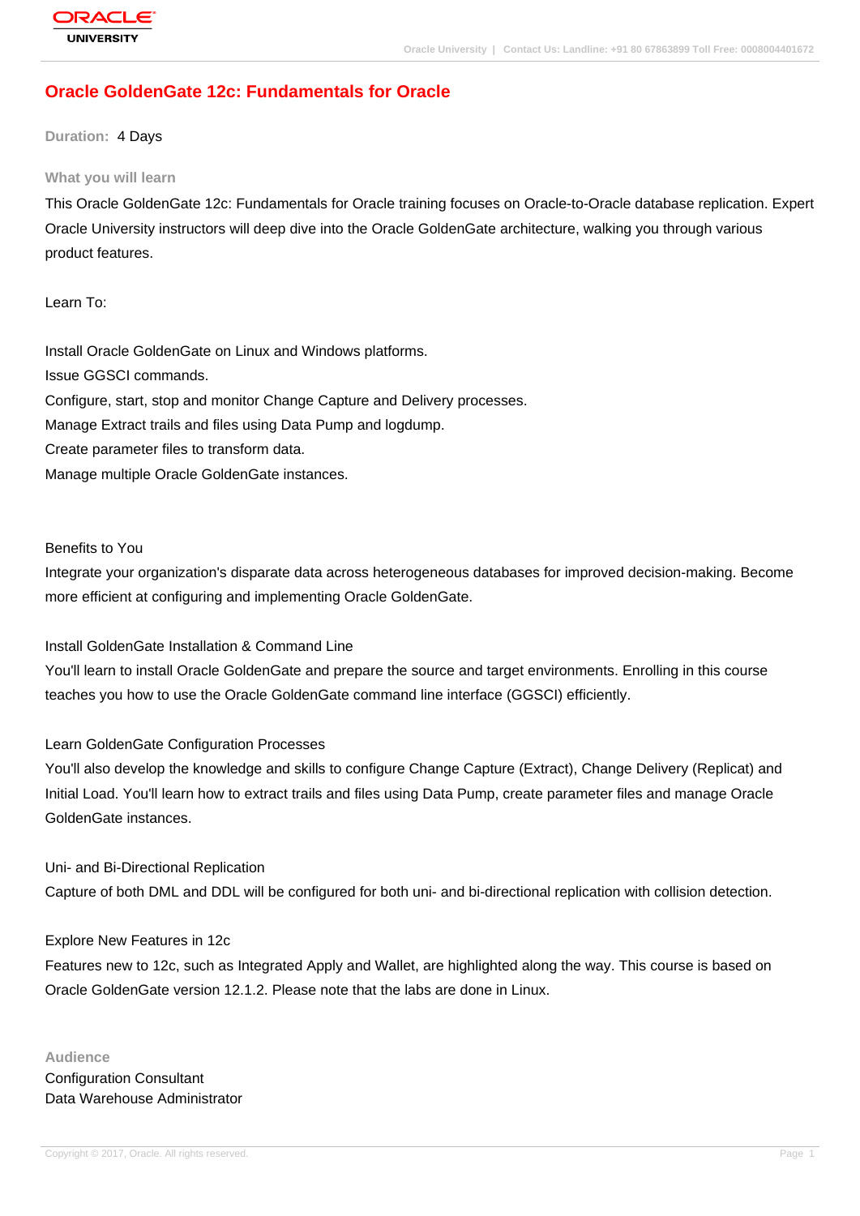# Oracle GoldenGate 12c: Fundamentals for Oracle

**Duration:** 4 Days

## What you will learn

This Oracle GoldenGate 12c: Fundamentals for Oracle training focuses on Oracle-to-Oracle database replication. Expert Oracle University instructors will deep dive into the Oracle GoldenGate architecture, walking you through various product features.

Learn To:

Install Oracle GoldenGate on Linux and Windows platforms.
Issue GGSCI commands.
Configure, start, stop and monitor Change Capture and Delivery processes.
Manage Extract trails and files using Data Pump and logdump.
Create parameter files to transform data.
Manage multiple Oracle GoldenGate instances.

Benefits to You

Integrate your organization's disparate data across heterogeneous databases for improved decision-making. Become more efficient at configuring and implementing Oracle GoldenGate.

Install GoldenGate Installation & Command Line

You'll learn to install Oracle GoldenGate and prepare the source and target environments. Enrolling in this course teaches you how to use the Oracle GoldenGate command line interface (GGSCI) efficiently.

Learn GoldenGate Configuration Processes

You'll also develop the knowledge and skills to configure Change Capture (Extract), Change Delivery (Replicat) and Initial Load. You'll learn how to extract trails and files using Data Pump, create parameter files and manage Oracle GoldenGate instances.

Uni- and Bi-Directional Replication

Capture of both DML and DDL will be configured for both uni- and bi-directional replication with collision detection.

Explore New Features in 12c

Features new to 12c, such as Integrated Apply and Wallet, are highlighted along the way. This course is based on Oracle GoldenGate version 12.1.2. Please note that the labs are done in Linux.

## Audience

Configuration Consultant
Data Warehouse Administrator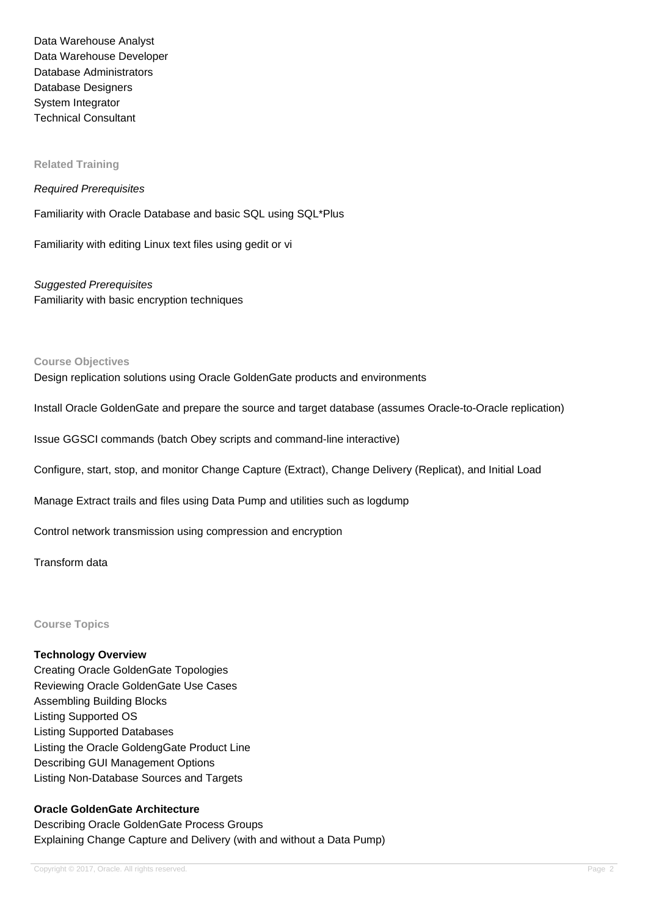Data Warehouse Analyst
Data Warehouse Developer
Database Administrators
Database Designers
System Integrator
Technical Consultant

## Related Training

*Required Prerequisites*

Familiarity with Oracle Database and basic SQL using SQL*Plus

Familiarity with editing Linux text files using gedit or vi

*Suggested Prerequisites*
Familiarity with basic encryption techniques

## Course Objectives

Design replication solutions using Oracle GoldenGate products and environments

Install Oracle GoldenGate and prepare the source and target database (assumes Oracle-to-Oracle replication)

Issue GGSCI commands (batch Obey scripts and command-line interactive)

Configure, start, stop, and monitor Change Capture (Extract), Change Delivery (Replicat), and Initial Load

Manage Extract trails and files using Data Pump and utilities such as logdump

Control network transmission using compression and encryption

Transform data

## Course Topics

**Technology Overview**
Creating Oracle GoldenGate Topologies
Reviewing Oracle GoldenGate Use Cases
Assembling Building Blocks
Listing Supported OS
Listing Supported Databases
Listing the Oracle GoldengGate Product Line
Describing GUI Management Options
Listing Non-Database Sources and Targets

**Oracle GoldenGate Architecture**
Describing Oracle GoldenGate Process Groups
Explaining Change Capture and Delivery (with and without a Data Pump)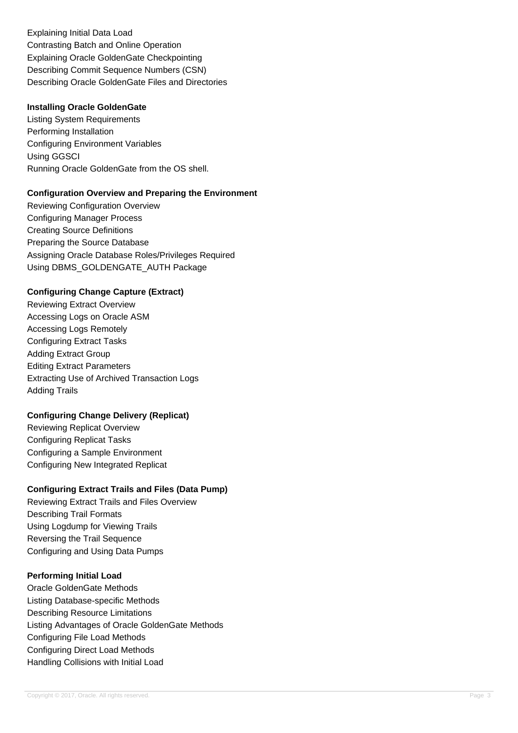Explaining Initial Data Load
Contrasting Batch and Online Operation
Explaining Oracle GoldenGate Checkpointing
Describing Commit Sequence Numbers (CSN)
Describing Oracle GoldenGate Files and Directories

**Installing Oracle GoldenGate**

Listing System Requirements
Performing Installation
Configuring Environment Variables
Using GGSCI
Running Oracle GoldenGate from the OS shell.

**Configuration Overview and Preparing the Environment**

Reviewing Configuration Overview
Configuring Manager Process
Creating Source Definitions
Preparing the Source Database
Assigning Oracle Database Roles/Privileges Required
Using DBMS_GOLDENGATE_AUTH Package

**Configuring Change Capture (Extract)**

Reviewing Extract Overview
Accessing Logs on Oracle ASM
Accessing Logs Remotely
Configuring Extract Tasks
Adding Extract Group
Editing Extract Parameters
Extracting Use of Archived Transaction Logs
Adding Trails

**Configuring Change Delivery (Replicat)**

Reviewing Replicat Overview
Configuring Replicat Tasks
Configuring a Sample Environment
Configuring New Integrated Replicat

**Configuring Extract Trails and Files (Data Pump)**

Reviewing Extract Trails and Files Overview
Describing Trail Formats
Using Logdump for Viewing Trails
Reversing the Trail Sequence
Configuring and Using Data Pumps

**Performing Initial Load**

Oracle GoldenGate Methods
Listing Database-specific Methods
Describing Resource Limitations
Listing Advantages of Oracle GoldenGate Methods
Configuring File Load Methods
Configuring Direct Load Methods
Handling Collisions with Initial Load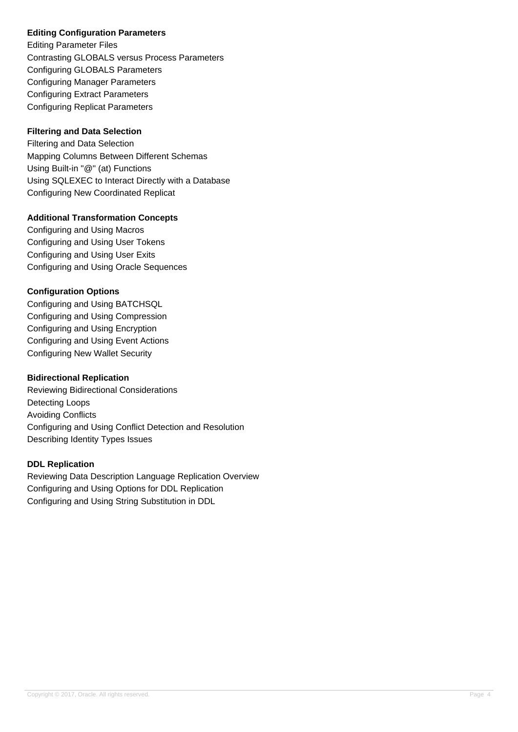**Editing Configuration Parameters**

Editing Parameter Files
Contrasting GLOBALS versus Process Parameters
Configuring GLOBALS Parameters
Configuring Manager Parameters
Configuring Extract Parameters
Configuring Replicat Parameters

**Filtering and Data Selection**

Filtering and Data Selection
Mapping Columns Between Different Schemas
Using Built-in "@" (at) Functions
Using SQLEXEC to Interact Directly with a Database
Configuring New Coordinated Replicat

**Additional Transformation Concepts**

Configuring and Using Macros
Configuring and Using User Tokens
Configuring and Using User Exits
Configuring and Using Oracle Sequences

**Configuration Options**

Configuring and Using BATCHSQL
Configuring and Using Compression
Configuring and Using Encryption
Configuring and Using Event Actions
Configuring New Wallet Security

**Bidirectional Replication**

Reviewing Bidirectional Considerations
Detecting Loops
Avoiding Conflicts
Configuring and Using Conflict Detection and Resolution
Describing Identity Types Issues

**DDL Replication**

Reviewing Data Description Language Replication Overview
Configuring and Using Options for DDL Replication
Configuring and Using String Substitution in DDL